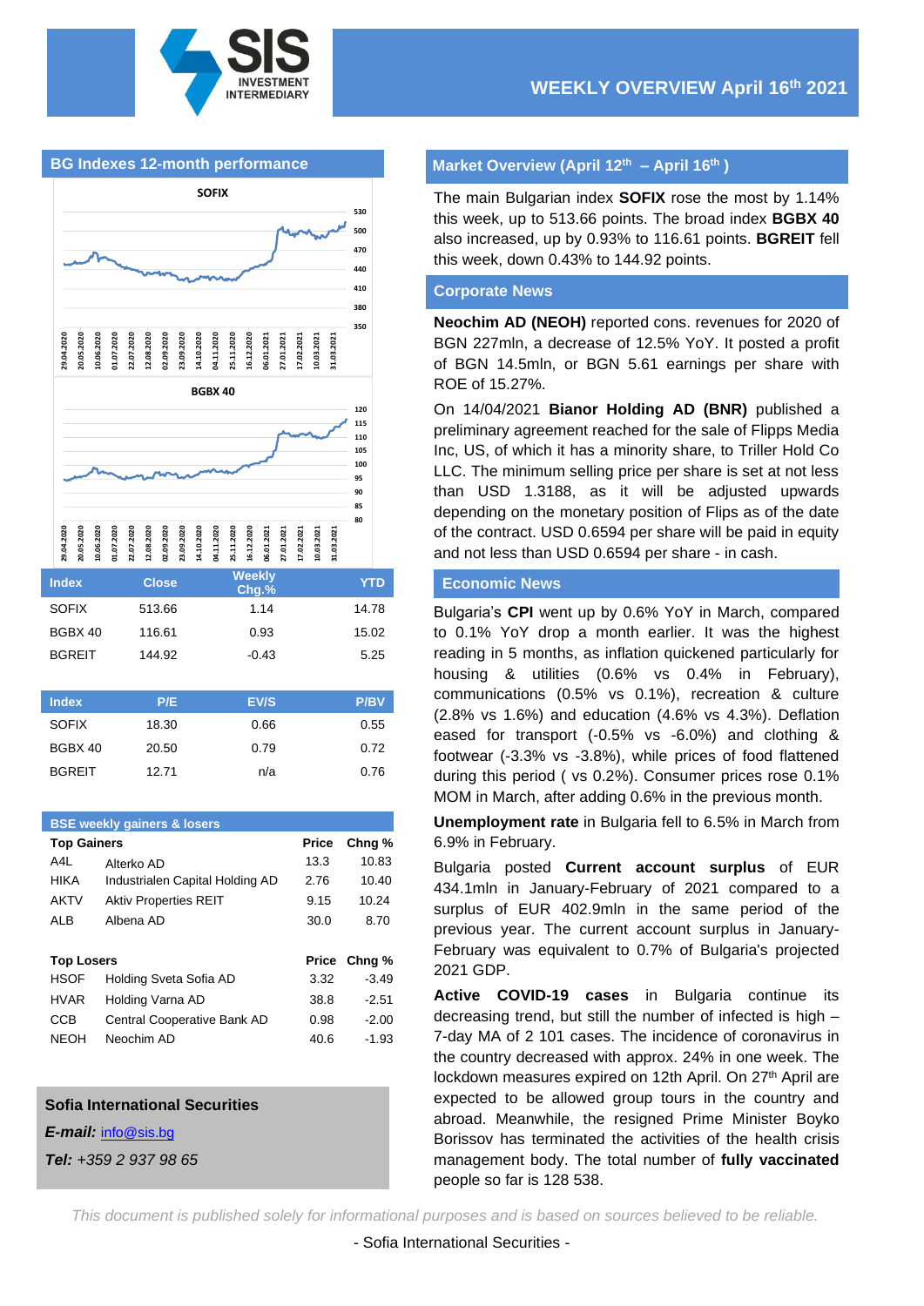# WEEKLY OVERVIEW April 16th 2021

SIS INVESTMENT INTERMEDIARY

## BG Indexes 12-month performance

| Index | Close | Weekly Chg.% | YTD |
|---|---|---|---|
| SOFIX | 513.66 | 1.14 | 14.78 |
| BGBX 40 | 116.61 | 0.93 | 15.02 |
| BGREIT | 144.92 | -0.43 | 5.25 |

| Index | P/E | EV/S | P/BV |
|---|---|---|---|
| SOFIX | 18.30 | 0.66 | 0.55 |
| BGBX 40 | 20.50 | 0.79 | 0.72 |
| BGREIT | 12.71 | n/a | 0.76 |

## BSE weekly gainers & losers

| Top Gainers | | Price | Chng % |
|---|---|---|---|
| A4L | Alterko AD | 13.3 | 10.83 |
| HIKA | Industrialen Capital Holding AD | 2.76 | 10.40 |
| AKTV | Aktiv Properties REIT | 9.15 | 10.24 |
| ALB | Albena AD | 30.0 | 8.70 |

| Top Losers | | Price | Chng % |
|---|---|---|---|
| HSOF | Holding Sveta Sofia AD | 3.32 | -3.49 |
| HVAR | Holding Varna AD | 38.8 | -2.51 |
| CCB | Central Cooperative Bank AD | 0.98 | -2.00 |
| NEOH | Neochim AD | 40.6 | -1.93 |

**Sofia International Securities**

***E-mail:*** info@sis.bg

***Tel:*** *+359 2 937 98 65*

## Market Overview (April 12th – April 16th )

The main Bulgarian index **SOFIX** rose the most by 1.14% this week, up to 513.66 points. The broad index **BGBX 40** also increased, up by 0.93% to 116.61 points. **BGREIT** fell this week, down 0.43% to 144.92 points.

## Corporate News

**Neochim AD (NEOH)** reported cons. revenues for 2020 of BGN 227mln, a decrease of 12.5% YoY. It posted a profit of BGN 14.5mln, or BGN 5.61 earnings per share with ROE of 15.27%.

On 14/04/2021 **Bianor Holding AD (BNR)** published a preliminary agreement reached for the sale of Flipps Media Inc, US, of which it has a minority share, to Triller Hold Co LLC. The minimum selling price per share is set at not less than USD 1.3188, as it will be adjusted upwards depending on the monetary position of Flips as of the date of the contract. USD 0.6594 per share will be paid in equity and not less than USD 0.6594 per share - in cash.

## Economic News

Bulgaria's **CPI** went up by 0.6% YoY in March, compared to 0.1% YoY drop a month earlier. It was the highest reading in 5 months, as inflation quickened particularly for housing & utilities (0.6% vs 0.4% in February), communications (0.5% vs 0.1%), recreation & culture (2.8% vs 1.6%) and education (4.6% vs 4.3%). Deflation eased for transport (-0.5% vs -6.0%) and clothing & footwear (-3.3% vs -3.8%), while prices of food flattened during this period ( vs 0.2%). Consumer prices rose 0.1% MOM in March, after adding 0.6% in the previous month.

**Unemployment rate** in Bulgaria fell to 6.5% in March from 6.9% in February.

Bulgaria posted **Current account surplus** of EUR 434.1mln in January-February of 2021 compared to a surplus of EUR 402.9mln in the same period of the previous year. The current account surplus in January-February was equivalent to 0.7% of Bulgaria's projected 2021 GDP.

**Active COVID-19 cases** in Bulgaria continue its decreasing trend, but still the number of infected is high – 7-day MA of 2 101 cases. The incidence of coronavirus in the country decreased with approx. 24% in one week. The lockdown measures expired on 12th April. On 27th April are expected to be allowed group tours in the country and abroad. Meanwhile, the resigned Prime Minister Boyko Borissov has terminated the activities of the health crisis management body. The total number of **fully vaccinated** people so far is 128 538.

*This document is published solely for informational purposes and is based on sources believed to be reliable.*

- Sofia International Securities -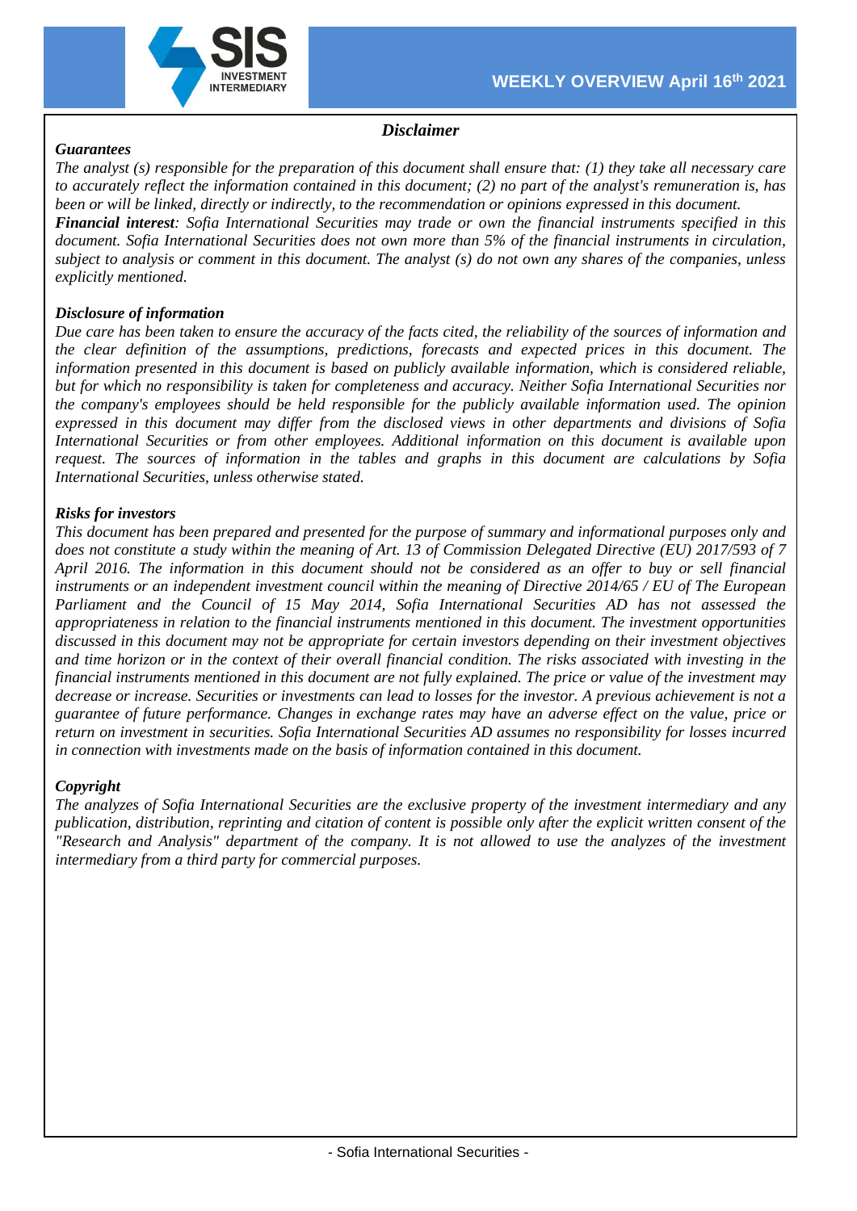## *Disclaimer*

***Guarantees***

*The analyst (s) responsible for the preparation of this document shall ensure that: (1) they take all necessary care to accurately reflect the information contained in this document; (2) no part of the analyst's remuneration is, has been or will be linked, directly or indirectly, to the recommendation or opinions expressed in this document.*

***Financial interest**: Sofia International Securities may trade or own the financial instruments specified in this document. Sofia International Securities does not own more than 5% of the financial instruments in circulation, subject to analysis or comment in this document. The analyst (s) do not own any shares of the companies, unless explicitly mentioned.*

***Disclosure of information***

*Due care has been taken to ensure the accuracy of the facts cited, the reliability of the sources of information and the clear definition of the assumptions, predictions, forecasts and expected prices in this document. The information presented in this document is based on publicly available information, which is considered reliable, but for which no responsibility is taken for completeness and accuracy. Neither Sofia International Securities nor the company's employees should be held responsible for the publicly available information used. The opinion expressed in this document may differ from the disclosed views in other departments and divisions of Sofia International Securities or from other employees. Additional information on this document is available upon request. The sources of information in the tables and graphs in this document are calculations by Sofia International Securities, unless otherwise stated.*

***Risks for investors***

*This document has been prepared and presented for the purpose of summary and informational purposes only and does not constitute a study within the meaning of Art. 13 of Commission Delegated Directive (EU) 2017/593 of 7 April 2016. The information in this document should not be considered as an offer to buy or sell financial instruments or an independent investment council within the meaning of Directive 2014/65 / EU of The European Parliament and the Council of 15 May 2014, Sofia International Securities AD has not assessed the appropriateness in relation to the financial instruments mentioned in this document. The investment opportunities discussed in this document may not be appropriate for certain investors depending on their investment objectives and time horizon or in the context of their overall financial condition. The risks associated with investing in the financial instruments mentioned in this document are not fully explained. The price or value of the investment may decrease or increase. Securities or investments can lead to losses for the investor. A previous achievement is not a guarantee of future performance. Changes in exchange rates may have an adverse effect on the value, price or return on investment in securities. Sofia International Securities AD assumes no responsibility for losses incurred in connection with investments made on the basis of information contained in this document.*

***Copyright***

*The analyzes of Sofia International Securities are the exclusive property of the investment intermediary and any publication, distribution, reprinting and citation of content is possible only after the explicit written consent of the "Research and Analysis" department of the company. It is not allowed to use the analyzes of the investment intermediary from a third party for commercial purposes.*